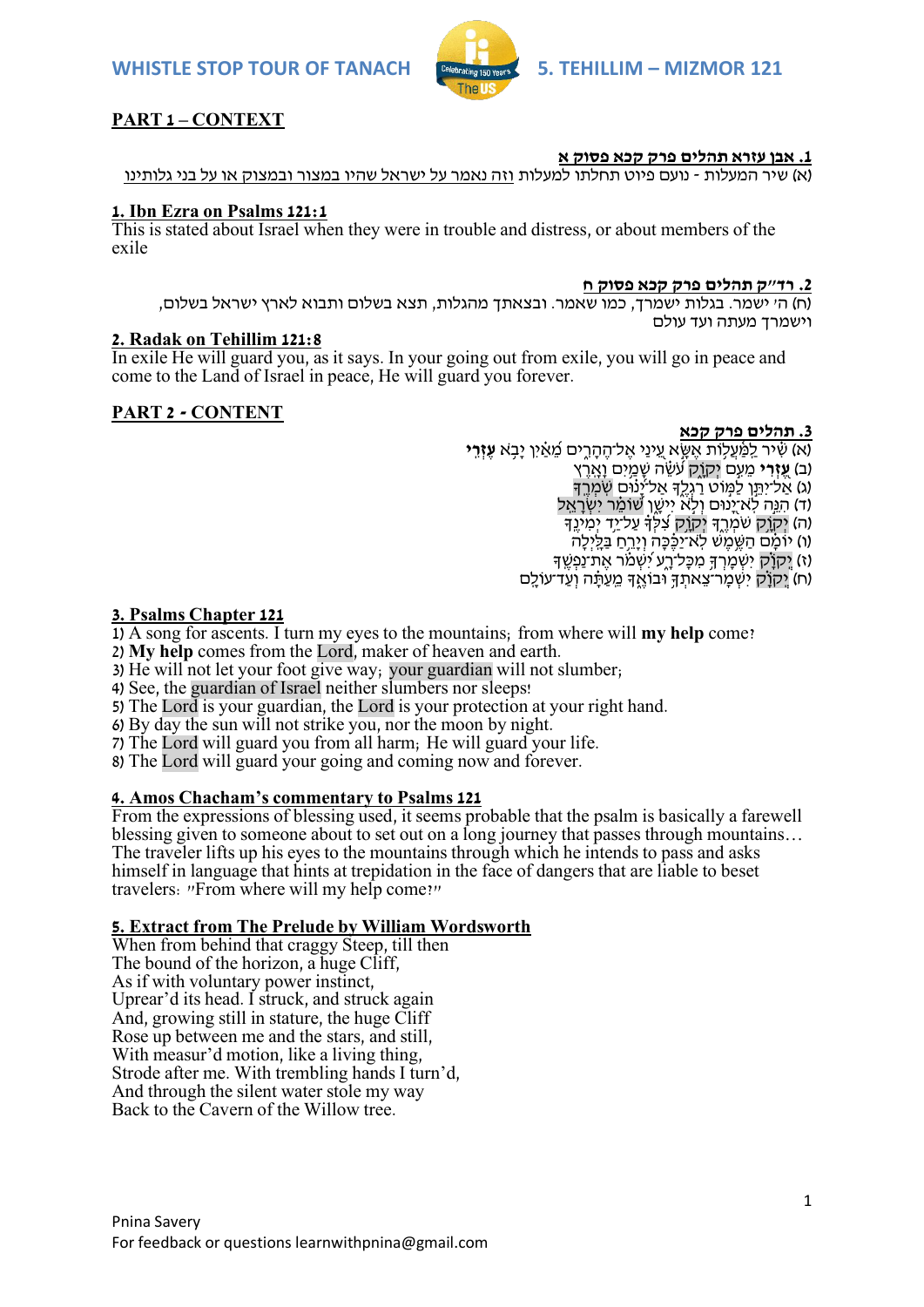WHISTLE STOP TOUR OF TANACH — 5. TEHILLIM – MIZMOR 121

## PART 1 – CONTEXT

**1. אבן עזרא תהלים פרק קכא פסוק א**

(א) שיר המעלות - נועם פיוט תחלתו למעלות וזה נאמר על ישראל שהיו במצור ובמצוק או על בני גלותינו

**1. Ibn Ezra on Psalms 121:1**

This is stated about Israel when they were in trouble and distress, or about members of the exile

**2. רד"ק תהלים פרק קכא פסוק ח**

(ח) ה' ישמר. בגלות ישמרך, כמו שאמר. ובצאתך מהגלות, תצא בשלום ותבוא לארץ ישראל בשלום, וישמרך מעתה ועד עולם

**2. Radak on Tehillim 121:8**

In exile He will guard you, as it says. In your going out from exile, you will go in peace and come to the Land of Israel in peace, He will guard you forever.

## PART 2 - CONTENT

**3. תהלים פרק קכא**

(א) שִׁיר לַמַּעֲלוֹת אֶשָּׂא עֵינַי אֶל־הֶהָרִים מֵאַיִן יָבֹא **עֶזְרִי**
(ב) **עֶזְרִי** מֵעִם יְקֹוָק עֹשֵׂה שָׁמַיִם וָאָרֶץ
(ג) אַל־יִתֵּן לַמּוֹט רַגְלֶךָ אַל־יָנוּם שֹׁמְרֶךָ
(ד) הִנֵּה לֹא־יָנוּם וְלֹא יִישָׁן שׁוֹמֵר יִשְׂרָאֵל
(ה) יְקֹוָק שֹׁמְרֶךָ יְקֹוָק צִלְּךָ עַל־יַד יְמִינֶךָ
(ו) יוֹמָם הַשֶּׁמֶשׁ לֹא־יַכֶּכָּה וְיָרֵחַ בַּלָּיְלָה
(ז) יְקֹוָק יִשְׁמָרְךָ מִכָּל־רָע יִשְׁמֹר אֶת־נַפְשֶׁךָ
(ח) יְקֹוָק יִשְׁמָר־צֵאתְךָ וּבוֹאֶךָ מֵעַתָּה וְעַד־עוֹלָם

**3. Psalms Chapter 121**

1) A song for ascents. I turn my eyes to the mountains; from where will **my help** come?
2) **My help** comes from the Lord, maker of heaven and earth.
3) He will not let your foot give way; your guardian will not slumber;
4) See, the guardian of Israel neither slumbers nor sleeps!
5) The Lord is your guardian, the Lord is your protection at your right hand.
6) By day the sun will not strike you, nor the moon by night.
7) The Lord will guard you from all harm; He will guard your life.
8) The Lord will guard your going and coming now and forever.

**4. Amos Chacham's commentary to Psalms 121**

From the expressions of blessing used, it seems probable that the psalm is basically a farewell blessing given to someone about to set out on a long journey that passes through mountains… The traveler lifts up his eyes to the mountains through which he intends to pass and asks himself in language that hints at trepidation in the face of dangers that are liable to beset travelers: "From where will my help come?"

**5. Extract from The Prelude by William Wordsworth**

When from behind that craggy Steep, till then
The bound of the horizon, a huge Cliff,
As if with voluntary power instinct,
Uprear'd its head. I struck, and struck again
And, growing still in stature, the huge Cliff
Rose up between me and the stars, and still,
With measur'd motion, like a living thing,
Strode after me. With trembling hands I turn'd,
And through the silent water stole my way
Back to the Cavern of the Willow tree.

Pnina Savery
For feedback or questions learnwithpnina@gmail.com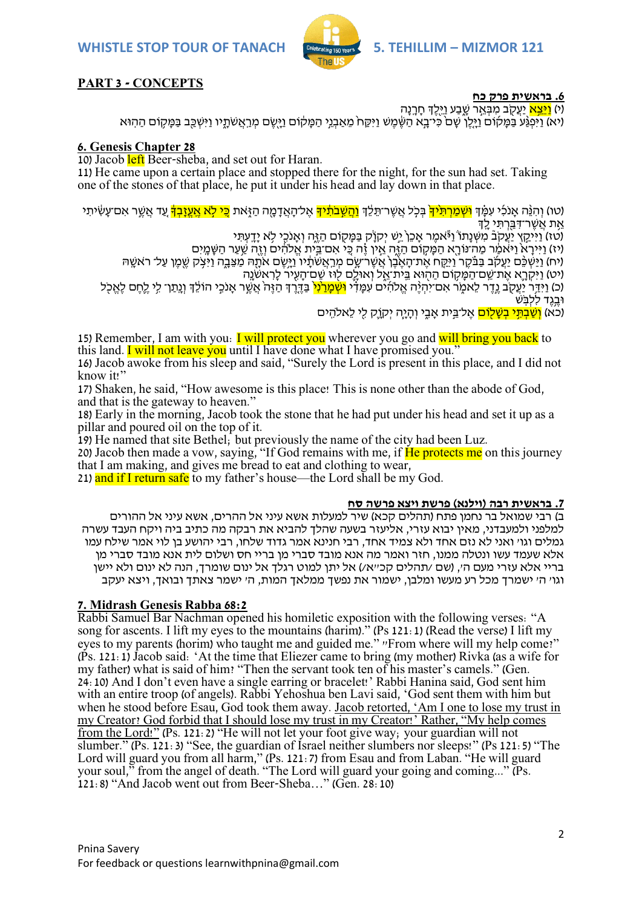## PART 3 - CONCEPTS

**6. בראשית פרק כח**

(י) וַיֵּצֵא יַעֲקֹב מִבְּאֵר שָׁבַע וַיֵּלֶךְ חָרָנָה
(יא) וַיִּפְגַּע בַּמָּקוֹם וַיָּלֶן שָׁם כִּי־בָא הַשֶּׁמֶשׁ וַיִּקַּח מֵאַבְנֵי הַמָּקוֹם וַיָּשֶׂם מְרַאֲשֹׁתָיו וַיִּשְׁכַּב בַּמָּקוֹם הַהוּא

**6. Genesis Chapter 28**

10) Jacob left Beer-sheba, and set out for Haran.
11) He came upon a certain place and stopped there for the night, for the sun had set. Taking one of the stones of that place, he put it under his head and lay down in that place.

(טו) וְהִנֵּה אָנֹכִי עִמָּךְ וּשְׁמַרְתִּיךָ בְּכֹל אֲשֶׁר־תֵּלֵךְ וַהֲשִׁבֹתִיךָ אֶל־הָאֲדָמָה הַזֹּאת כִּי לֹא אֶעֱזָבְךָ עַד אֲשֶׁר אִם־עָשִׂיתִי אֵת אֲשֶׁר־דִּבַּרְתִּי לָךְ
(טז) וַיִּיקַץ יַעֲקֹב מִשְּׁנָתוֹ וַיֹּאמֶר אָכֵן יֵשׁ יְקֹוָק בַּמָּקוֹם הַזֶּה וְאָנֹכִי לֹא יָדָעְתִּי
(יז) וַיִּירָא וַיֹּאמַר מַה־נּוֹרָא הַמָּקוֹם הַזֶּה אֵין זֶה כִּי אִם־בֵּית אֱלֹהִים וְזֶה שַׁעַר הַשָּׁמָיִם
(יח) וַיַּשְׁכֵּם יַעֲקֹב בַּבֹּקֶר וַיִּקַּח אֶת־הָאֶבֶן אֲשֶׁר־שָׂם מְרַאֲשֹׁתָיו וַיָּשֶׂם אֹתָהּ מַצֵּבָה וַיִּצֹק שֶׁמֶן עַל־רֹאשָׁהּ
(יט) וַיִּקְרָא אֶת־שֵׁם־הַמָּקוֹם הַהוּא בֵּית־אֵל וְאוּלָם לוּז שֵׁם־הָעִיר לָרִאשֹׁנָה
(כ) וַיִּדַּר יַעֲקֹב נֶדֶר לֵאמֹר אִם־יִהְיֶה אֱלֹהִים עִמָּדִי וּשְׁמָרַנִי בַּדֶּרֶךְ הַזֶּה אֲשֶׁר אָנֹכִי הוֹלֵךְ וְנָתַן־לִי לֶחֶם לֶאֱכֹל וּבֶגֶד לִלְבֹּשׁ
(כא) וְשַׁבְתִּי בְשָׁלוֹם אֶל־בֵּית אָבִי וְהָיָה יְקֹוָק לִי לֵאלֹהִים

15) Remember, I am with you: I will protect you wherever you go and will bring you back to this land. I will not leave you until I have done what I have promised you."
16) Jacob awoke from his sleep and said, "Surely the Lord is present in this place, and I did not know it!"
17) Shaken, he said, "How awesome is this place! This is none other than the abode of God, and that is the gateway to heaven."
18) Early in the morning, Jacob took the stone that he had put under his head and set it up as a pillar and poured oil on the top of it.
19) He named that site Bethel; but previously the name of the city had been Luz.
20) Jacob then made a vow, saying, "If God remains with me, if He protects me on this journey that I am making, and gives me bread to eat and clothing to wear,
21) and if I return safe to my father's house—the Lord shall be my God.

**7. בראשית רבה (וילנא) פרשת ויצא פרשה סח**

ב) רבי שמואל בר נחמן פתח (תהלים קכא) שיר למעלות אשא עיני אל ההרים, אשא עיני אל ההורים למלפני ולמעבדני, מאין יבוא עזרי, אליעזר בשעה שהלך להביא את רבקה מה כתיב ביה ויקח העבד עשרה גמלים וגו' ואני לא נזם אחד ולא צמיד אחד, רבי חנינא אמר גדוד שלחו, רבי יהושע בן לוי אמר שילח עמו אלא שעמד עשו ונטלה ממנו, חזר ואמר מה אנא מובד סברי מןברייה חס ושלום לית אנא מובד סברי מן בריי אלא עזרי מעם ה', (שם /תהלים קכ"א/) אל יתן למוט רגלך אל ינום שומרך, הנה לא ינום ולא יישן וגו' ה' ישמרך מכל רע מעשו ומלבן, ישמור את נפשך ממלאך המות, ה' ישמר צאתך ובואך, ויצא יעקב

**7. Midrash Genesis Rabba 68:2**

Rabbi Samuel Bar Nachman opened his homiletic exposition with the following verses: "A song for ascents. I lift my eyes to the mountains (harim)." (Ps 121:1) (Read the verse) I lift my eyes to my parents (horim) who taught me and guided me." "From where will my help come?" (Ps. 121:1) Jacob said: 'At the time that Eliezer came to bring (my mother) Rivka (as a wife for my father) what is said of him? "Then the servant took ten of his master's camels." (Gen. 24:10) And I don't even have a single earring or bracelet!' Rabbi Hanina said, God sent him with an entire troop (of angels). Rabbi Yehoshua ben Lavi said, 'God sent them with him but when he stood before Esau, God took them away. Jacob retorted, 'Am I one to lose my trust in my Creator? God forbid that I should lose my trust in my Creator!' Rather, "My help comes from the Lord!" (Ps. 121:2) "He will not let your foot give way; your guardian will not slumber." (Ps. 121:3) "See, the guardian of Israel neither slumbers nor sleeps!" (Ps 121:5) "The Lord will guard you from all harm," (Ps. 121:7) from Esau and from Laban. "He will guard your soul," from the angel of death. "The Lord will guard your going and coming..." (Ps. 121:8) "And Jacob went out from Beer-Sheba…" (Gen. 28:10)

Pnina Savery
For feedback or questions learnwithpnina@gmail.com